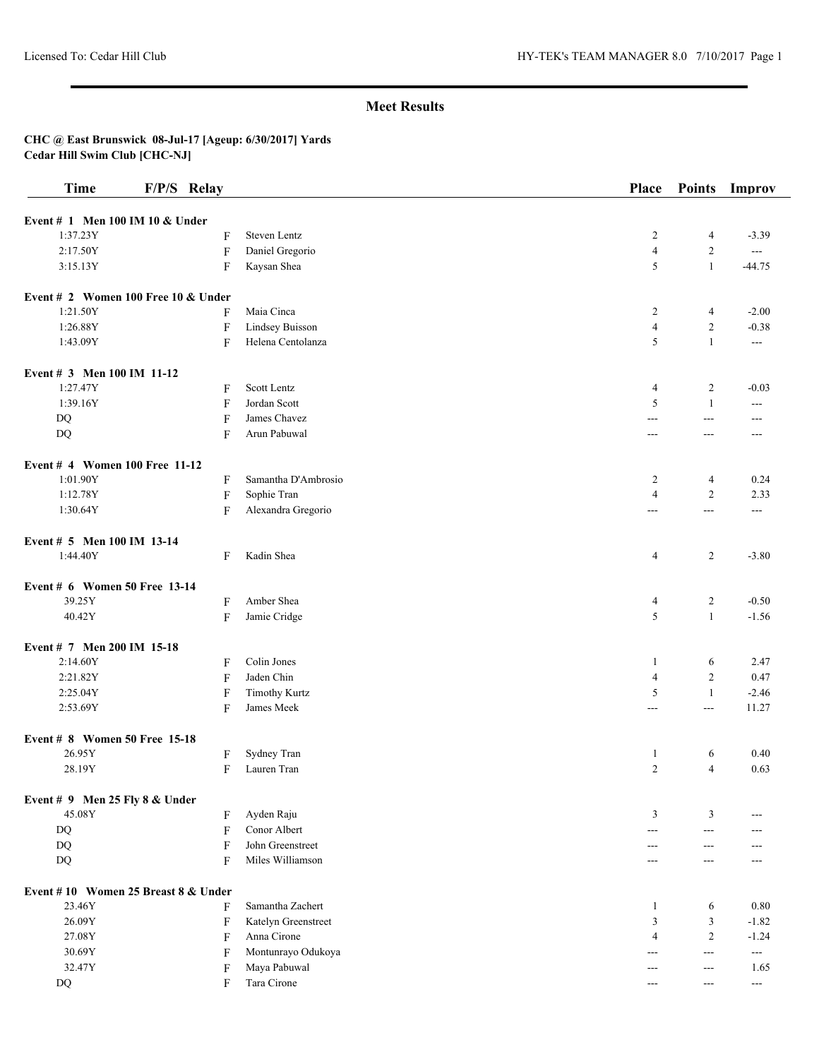# Meet Results

**CHC @ East Brunswick 08-Jul-17 [Ageup: 6/30/2017] Yards**
**Cedar Hill Swim Club [CHC-NJ]**

| Time | F/P/S | Relay | Place | Points | Improv |
|---|---|---|---|---|---|
| **Event # 1 Men 100 IM 10 & Under** | | | | | |
| 1:37.23Y | F | Steven Lentz | 2 | 4 | -3.39 |
| 2:17.50Y | F | Daniel Gregorio | 4 | 2 | --- |
| 3:15.13Y | F | Kaysan Shea | 5 | 1 | -44.75 |
| **Event # 2 Women 100 Free 10 & Under** | | | | | |
| 1:21.50Y | F | Maia Cinca | 2 | 4 | -2.00 |
| 1:26.88Y | F | Lindsey Buisson | 4 | 2 | -0.38 |
| 1:43.09Y | F | Helena Centolanza | 5 | 1 | --- |
| **Event # 3 Men 100 IM 11-12** | | | | | |
| 1:27.47Y | F | Scott Lentz | 4 | 2 | -0.03 |
| 1:39.16Y | F | Jordan Scott | 5 | 1 | --- |
| DQ | F | James Chavez | --- | --- | --- |
| DQ | F | Arun Pabuwal | --- | --- | --- |
| **Event # 4 Women 100 Free 11-12** | | | | | |
| 1:01.90Y | F | Samantha D'Ambrosio | 2 | 4 | 0.24 |
| 1:12.78Y | F | Sophie Tran | 4 | 2 | 2.33 |
| 1:30.64Y | F | Alexandra Gregorio | --- | --- | --- |
| **Event # 5 Men 100 IM 13-14** | | | | | |
| 1:44.40Y | F | Kadin Shea | 4 | 2 | -3.80 |
| **Event # 6 Women 50 Free 13-14** | | | | | |
| 39.25Y | F | Amber Shea | 4 | 2 | -0.50 |
| 40.42Y | F | Jamie Cridge | 5 | 1 | -1.56 |
| **Event # 7 Men 200 IM 15-18** | | | | | |
| 2:14.60Y | F | Colin Jones | 1 | 6 | 2.47 |
| 2:21.82Y | F | Jaden Chin | 4 | 2 | 0.47 |
| 2:25.04Y | F | Timothy Kurtz | 5 | 1 | -2.46 |
| 2:53.69Y | F | James Meek | --- | --- | 11.27 |
| **Event # 8 Women 50 Free 15-18** | | | | | |
| 26.95Y | F | Sydney Tran | 1 | 6 | 0.40 |
| 28.19Y | F | Lauren Tran | 2 | 4 | 0.63 |
| **Event # 9 Men 25 Fly 8 & Under** | | | | | |
| 45.08Y | F | Ayden Raju | 3 | 3 | --- |
| DQ | F | Conor Albert | --- | --- | --- |
| DQ | F | John Greenstreet | --- | --- | --- |
| DQ | F | Miles Williamson | --- | --- | --- |
| **Event # 10 Women 25 Breast 8 & Under** | | | | | |
| 23.46Y | F | Samantha Zachert | 1 | 6 | 0.80 |
| 26.09Y | F | Katelyn Greenstreet | 3 | 3 | -1.82 |
| 27.08Y | F | Anna Cirone | 4 | 2 | -1.24 |
| 30.69Y | F | Montunrayo Odukoya | --- | --- | --- |
| 32.47Y | F | Maya Pabuwal | --- | --- | 1.65 |
| DQ | F | Tara Cirone | --- | --- | --- |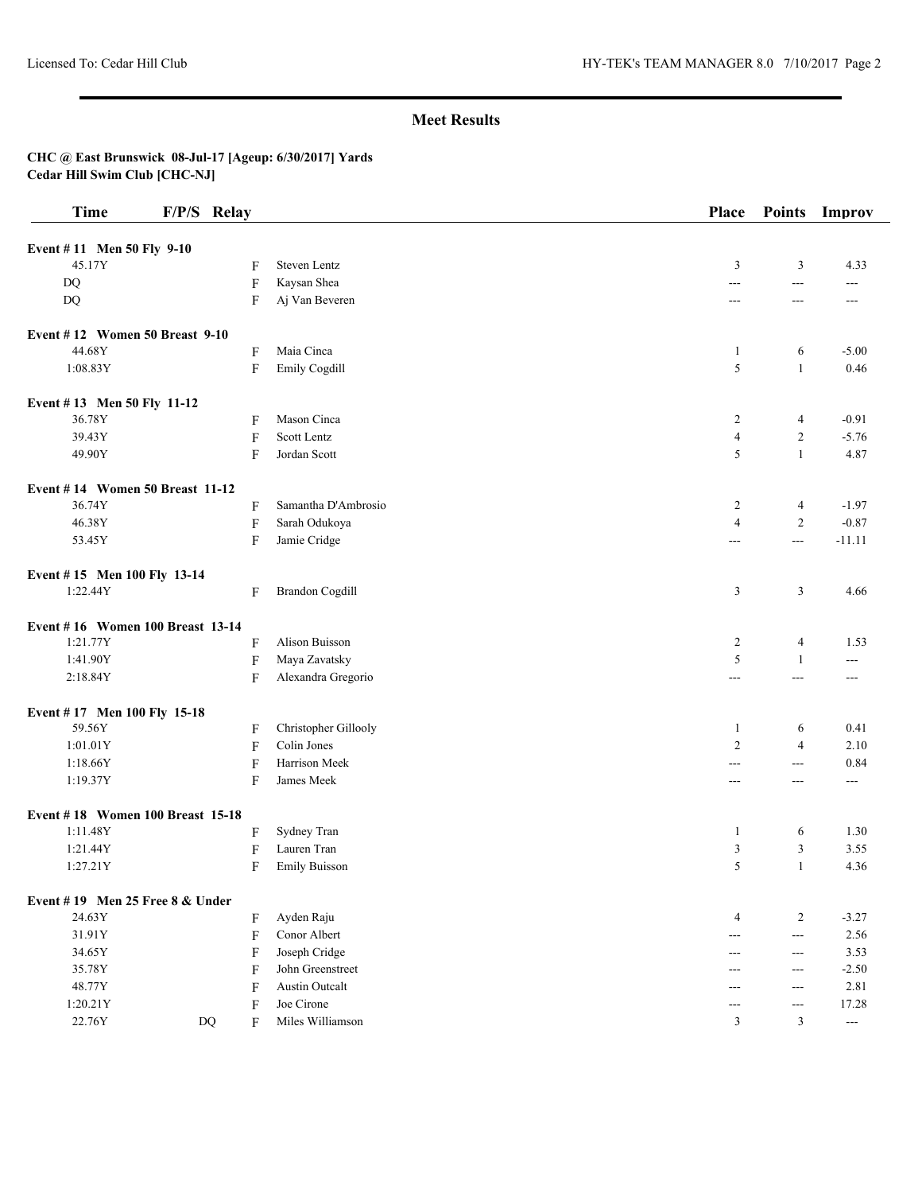## Meet Results

**CHC @ East Brunswick 08-Jul-17 [Ageup: 6/30/2017] Yards**
**Cedar Hill Swim Club [CHC-NJ]**

| Time | F/P/S | Relay | | Place | Points | Improv |
|---|---|---|---|---|---|---|
| **Event # 11 Men 50 Fly 9-10** | | | | | | |
| 45.17Y | | F | Steven Lentz | 3 | 3 | 4.33 |
| DQ | | F | Kaysan Shea | --- | --- | --- |
| DQ | | F | Aj Van Beveren | --- | --- | --- |
| **Event # 12 Women 50 Breast 9-10** | | | | | | |
| 44.68Y | | F | Maia Cinca | 1 | 6 | -5.00 |
| 1:08.83Y | | F | Emily Cogdill | 5 | 1 | 0.46 |
| **Event # 13 Men 50 Fly 11-12** | | | | | | |
| 36.78Y | | F | Mason Cinca | 2 | 4 | -0.91 |
| 39.43Y | | F | Scott Lentz | 4 | 2 | -5.76 |
| 49.90Y | | F | Jordan Scott | 5 | 1 | 4.87 |
| **Event # 14 Women 50 Breast 11-12** | | | | | | |
| 36.74Y | | F | Samantha D'Ambrosio | 2 | 4 | -1.97 |
| 46.38Y | | F | Sarah Odukoya | 4 | 2 | -0.87 |
| 53.45Y | | F | Jamie Cridge | --- | --- | -11.11 |
| **Event # 15 Men 100 Fly 13-14** | | | | | | |
| 1:22.44Y | | F | Brandon Cogdill | 3 | 3 | 4.66 |
| **Event # 16 Women 100 Breast 13-14** | | | | | | |
| 1:21.77Y | | F | Alison Buisson | 2 | 4 | 1.53 |
| 1:41.90Y | | F | Maya Zavatsky | 5 | 1 | --- |
| 2:18.84Y | | F | Alexandra Gregorio | --- | --- | --- |
| **Event # 17 Men 100 Fly 15-18** | | | | | | |
| 59.56Y | | F | Christopher Gillooly | 1 | 6 | 0.41 |
| 1:01.01Y | | F | Colin Jones | 2 | 4 | 2.10 |
| 1:18.66Y | | F | Harrison Meek | --- | --- | 0.84 |
| 1:19.37Y | | F | James Meek | --- | --- | --- |
| **Event # 18 Women 100 Breast 15-18** | | | | | | |
| 1:11.48Y | | F | Sydney Tran | 1 | 6 | 1.30 |
| 1:21.44Y | | F | Lauren Tran | 3 | 3 | 3.55 |
| 1:27.21Y | | F | Emily Buisson | 5 | 1 | 4.36 |
| **Event # 19 Men 25 Free 8 & Under** | | | | | | |
| 24.63Y | | F | Ayden Raju | 4 | 2 | -3.27 |
| 31.91Y | | F | Conor Albert | --- | --- | 2.56 |
| 34.65Y | | F | Joseph Cridge | --- | --- | 3.53 |
| 35.78Y | | F | John Greenstreet | --- | --- | -2.50 |
| 48.77Y | | F | Austin Outcalt | --- | --- | 2.81 |
| 1:20.21Y | | F | Joe Cirone | --- | --- | 17.28 |
| 22.76Y | DQ | F | Miles Williamson | 3 | 3 | --- |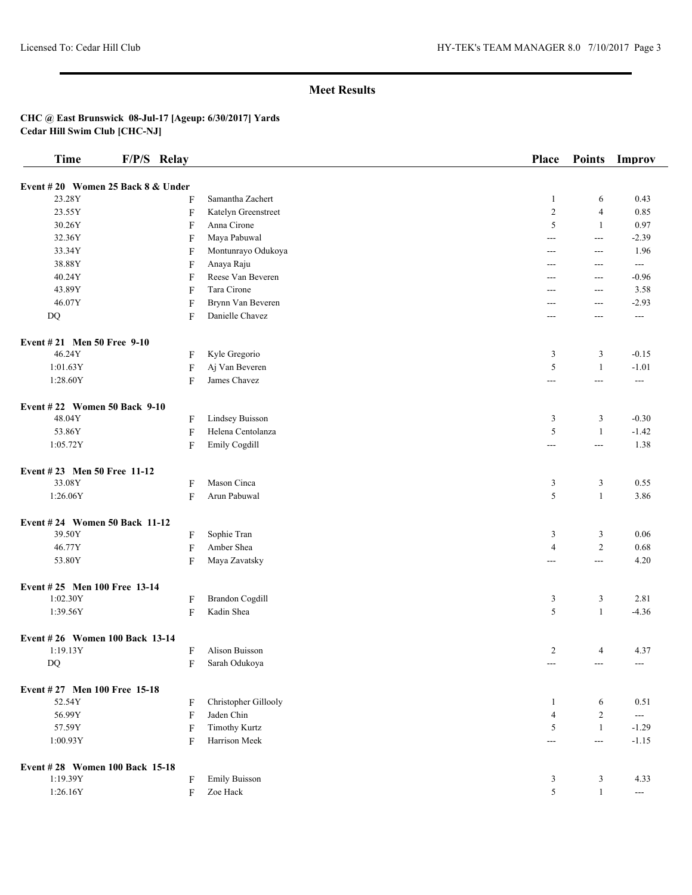## Meet Results

**CHC @ East Brunswick 08-Jul-17 [Ageup: 6/30/2017] Yards**
**Cedar Hill Swim Club [CHC-NJ]**

| Time | F/P/S | Relay | Place | Points | Improv |
|---|---|---|---|---|---|
| **Event # 20 Women 25 Back 8 & Under** | | | | | |
| 23.28Y | F | Samantha Zachert | 1 | 6 | 0.43 |
| 23.55Y | F | Katelyn Greenstreet | 2 | 4 | 0.85 |
| 30.26Y | F | Anna Cirone | 5 | 1 | 0.97 |
| 32.36Y | F | Maya Pabuwal | --- | --- | -2.39 |
| 33.34Y | F | Montunrayo Odukoya | --- | --- | 1.96 |
| 38.88Y | F | Anaya Raju | --- | --- | --- |
| 40.24Y | F | Reese Van Beveren | --- | --- | -0.96 |
| 43.89Y | F | Tara Cirone | --- | --- | 3.58 |
| 46.07Y | F | Brynn Van Beveren | --- | --- | -2.93 |
| DQ | F | Danielle Chavez | --- | --- | --- |
| **Event # 21 Men 50 Free 9-10** | | | | | |
| 46.24Y | F | Kyle Gregorio | 3 | 3 | -0.15 |
| 1:01.63Y | F | Aj Van Beveren | 5 | 1 | -1.01 |
| 1:28.60Y | F | James Chavez | --- | --- | --- |
| **Event # 22 Women 50 Back 9-10** | | | | | |
| 48.04Y | F | Lindsey Buisson | 3 | 3 | -0.30 |
| 53.86Y | F | Helena Centolanza | 5 | 1 | -1.42 |
| 1:05.72Y | F | Emily Cogdill | --- | --- | 1.38 |
| **Event # 23 Men 50 Free 11-12** | | | | | |
| 33.08Y | F | Mason Cinca | 3 | 3 | 0.55 |
| 1:26.06Y | F | Arun Pabuwal | 5 | 1 | 3.86 |
| **Event # 24 Women 50 Back 11-12** | | | | | |
| 39.50Y | F | Sophie Tran | 3 | 3 | 0.06 |
| 46.77Y | F | Amber Shea | 4 | 2 | 0.68 |
| 53.80Y | F | Maya Zavatsky | --- | --- | 4.20 |
| **Event # 25 Men 100 Free 13-14** | | | | | |
| 1:02.30Y | F | Brandon Cogdill | 3 | 3 | 2.81 |
| 1:39.56Y | F | Kadin Shea | 5 | 1 | -4.36 |
| **Event # 26 Women 100 Back 13-14** | | | | | |
| 1:19.13Y | F | Alison Buisson | 2 | 4 | 4.37 |
| DQ | F | Sarah Odukoya | --- | --- | --- |
| **Event # 27 Men 100 Free 15-18** | | | | | |
| 52.54Y | F | Christopher Gillooly | 1 | 6 | 0.51 |
| 56.99Y | F | Jaden Chin | 4 | 2 | --- |
| 57.59Y | F | Timothy Kurtz | 5 | 1 | -1.29 |
| 1:00.93Y | F | Harrison Meek | --- | --- | -1.15 |
| **Event # 28 Women 100 Back 15-18** | | | | | |
| 1:19.39Y | F | Emily Buisson | 3 | 3 | 4.33 |
| 1:26.16Y | F | Zoe Hack | 5 | 1 | --- |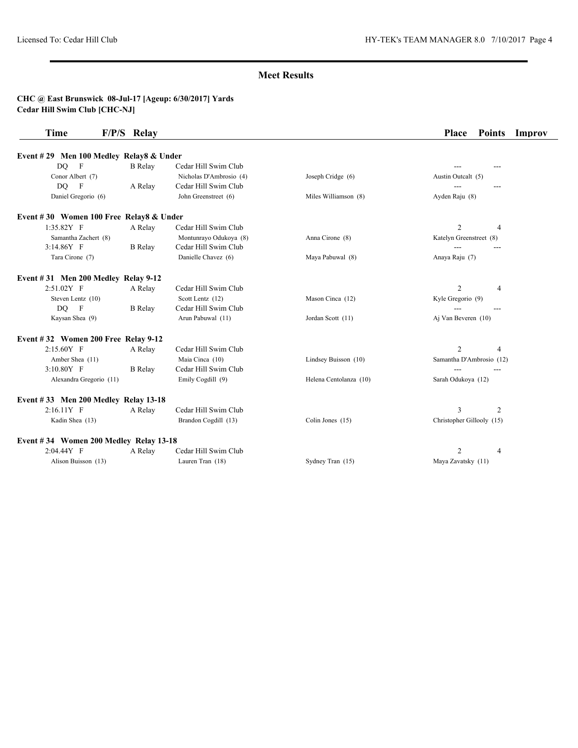## Meet Results

**CHC @ East Brunswick 08-Jul-17 [Ageup: 6/30/2017] Yards**
**Cedar Hill Swim Club [CHC-NJ]**

| Time | F/P/S | Relay | | | Place | Points | Improv |
|---|---|---|---|---|---|---|---|
| **Event # 29 Men 100 Medley Relay8 & Under** | | | | | | | |
| DQ | F | B Relay | Cedar Hill Swim Club | | --- | --- | |
| Conor Albert (7) | | | Nicholas D'Ambrosio (4) | Joseph Cridge (6) | Austin Outcalt (5) | | |
| DQ | F | A Relay | Cedar Hill Swim Club | | --- | --- | |
| Daniel Gregorio (6) | | | John Greenstreet (6) | Miles Williamson (8) | Ayden Raju (8) | | |
| **Event # 30 Women 100 Free Relay8 & Under** | | | | | | | |
| 1:35.82Y | F | A Relay | Cedar Hill Swim Club | | 2 | 4 | |
| Samantha Zachert (8) | | | Montunrayo Odukoya (8) | Anna Cirone (8) | Katelyn Greenstreet (8) | | |
| 3:14.86Y | F | B Relay | Cedar Hill Swim Club | | --- | --- | |
| Tara Cirone (7) | | | Danielle Chavez (6) | Maya Pabuwal (8) | Anaya Raju (7) | | |
| **Event # 31 Men 200 Medley Relay 9-12** | | | | | | | |
| 2:51.02Y | F | A Relay | Cedar Hill Swim Club | | 2 | 4 | |
| Steven Lentz (10) | | | Scott Lentz (12) | Mason Cinca (12) | Kyle Gregorio (9) | | |
| DQ | F | B Relay | Cedar Hill Swim Club | | --- | --- | |
| Kaysan Shea (9) | | | Arun Pabuwal (11) | Jordan Scott (11) | Aj Van Beveren (10) | | |
| **Event # 32 Women 200 Free Relay 9-12** | | | | | | | |
| 2:15.60Y | F | A Relay | Cedar Hill Swim Club | | 2 | 4 | |
| Amber Shea (11) | | | Maia Cinca (10) | Lindsey Buisson (10) | Samantha D'Ambrosio (12) | | |
| 3:10.80Y | F | B Relay | Cedar Hill Swim Club | | --- | --- | |
| Alexandra Gregorio (11) | | | Emily Cogdill (9) | Helena Centolanza (10) | Sarah Odukoya (12) | | |
| **Event # 33 Men 200 Medley Relay 13-18** | | | | | | | |
| 2:16.11Y | F | A Relay | Cedar Hill Swim Club | | 3 | 2 | |
| Kadin Shea (13) | | | Brandon Cogdill (13) | Colin Jones (15) | Christopher Gillooly (15) | | |
| **Event # 34 Women 200 Medley Relay 13-18** | | | | | | | |
| 2:04.44Y | F | A Relay | Cedar Hill Swim Club | | 2 | 4 | |
| Alison Buisson (13) | | | Lauren Tran (18) | Sydney Tran (15) | Maya Zavatsky (11) | | |